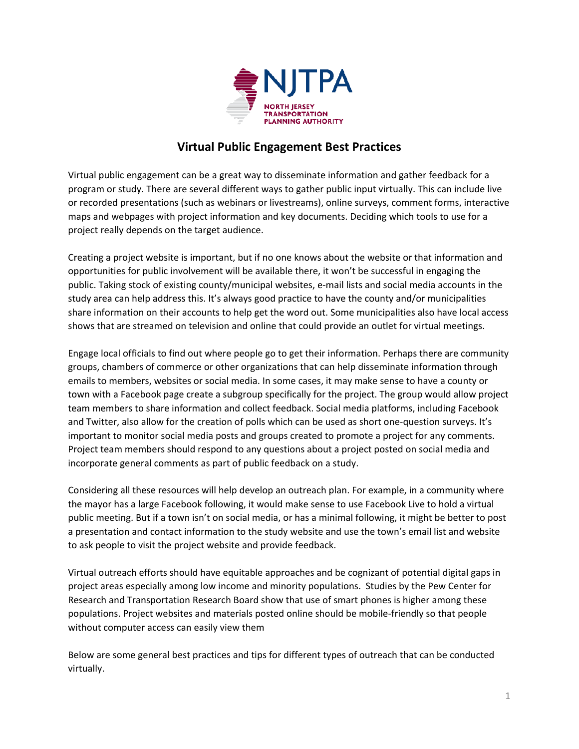NJTPA

NORTH JERSEY TRANSPORTATION PLANNING AUTHORITY

# Virtual Public Engagement Best Practices

Virtual public engagement can be a great way to disseminate information and gather feedback for a program or study. There are several different ways to gather public input virtually. This can include live or recorded presentations (such as webinars or livestreams), online surveys, comment forms, interactive maps and webpages with project information and key documents. Deciding which tools to use for a project really depends on the target audience.

Creating a project website is important, but if no one knows about the website or that information and opportunities for public involvement will be available there, it won't be successful in engaging the public. Taking stock of existing county/municipal websites, e-mail lists and social media accounts in the study area can help address this. It's always good practice to have the county and/or municipalities share information on their accounts to help get the word out. Some municipalities also have local access shows that are streamed on television and online that could provide an outlet for virtual meetings.

Engage local officials to find out where people go to get their information. Perhaps there are community groups, chambers of commerce or other organizations that can help disseminate information through emails to members, websites or social media. In some cases, it may make sense to have a county or town with a Facebook page create a subgroup specifically for the project. The group would allow project team members to share information and collect feedback. Social media platforms, including Facebook and Twitter, also allow for the creation of polls which can be used as short one-question surveys. It's important to monitor social media posts and groups created to promote a project for any comments. Project team members should respond to any questions about a project posted on social media and incorporate general comments as part of public feedback on a study.

Considering all these resources will help develop an outreach plan. For example, in a community where the mayor has a large Facebook following, it would make sense to use Facebook Live to hold a virtual public meeting. But if a town isn't on social media, or has a minimal following, it might be better to post a presentation and contact information to the study website and use the town's email list and website to ask people to visit the project website and provide feedback.

Virtual outreach efforts should have equitable approaches and be cognizant of potential digital gaps in project areas especially among low income and minority populations. Studies by the Pew Center for Research and Transportation Research Board show that use of smart phones is higher among these populations. Project websites and materials posted online should be mobile-friendly so that people without computer access can easily view them

Below are some general best practices and tips for different types of outreach that can be conducted virtually.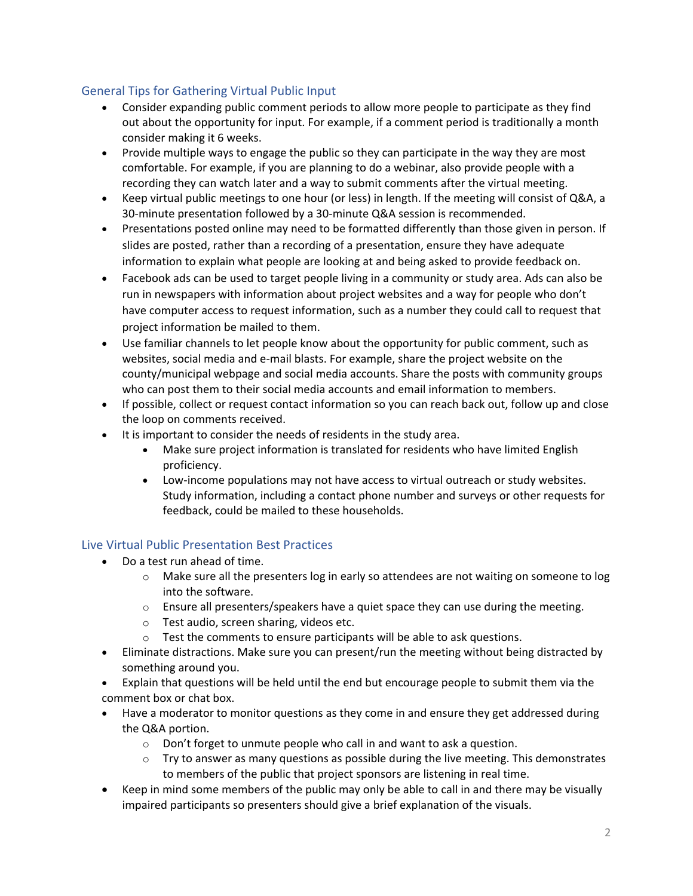## General Tips for Gathering Virtual Public Input

- Consider expanding public comment periods to allow more people to participate as they find out about the opportunity for input. For example, if a comment period is traditionally a month consider making it 6 weeks.
- Provide multiple ways to engage the public so they can participate in the way they are most comfortable. For example, if you are planning to do a webinar, also provide people with a recording they can watch later and a way to submit comments after the virtual meeting.
- Keep virtual public meetings to one hour (or less) in length. If the meeting will consist of Q&A, a 30-minute presentation followed by a 30-minute Q&A session is recommended.
- Presentations posted online may need to be formatted differently than those given in person. If slides are posted, rather than a recording of a presentation, ensure they have adequate information to explain what people are looking at and being asked to provide feedback on.
- Facebook ads can be used to target people living in a community or study area. Ads can also be run in newspapers with information about project websites and a way for people who don't have computer access to request information, such as a number they could call to request that project information be mailed to them.
- Use familiar channels to let people know about the opportunity for public comment, such as websites, social media and e-mail blasts. For example, share the project website on the county/municipal webpage and social media accounts. Share the posts with community groups who can post them to their social media accounts and email information to members.
- If possible, collect or request contact information so you can reach back out, follow up and close the loop on comments received.
- It is important to consider the needs of residents in the study area.
  - Make sure project information is translated for residents who have limited English proficiency.
  - Low-income populations may not have access to virtual outreach or study websites. Study information, including a contact phone number and surveys or other requests for feedback, could be mailed to these households.

## Live Virtual Public Presentation Best Practices

- Do a test run ahead of time.
  - Make sure all the presenters log in early so attendees are not waiting on someone to log into the software.
  - Ensure all presenters/speakers have a quiet space they can use during the meeting.
  - Test audio, screen sharing, videos etc.
  - Test the comments to ensure participants will be able to ask questions.
- Eliminate distractions. Make sure you can present/run the meeting without being distracted by something around you.
- Explain that questions will be held until the end but encourage people to submit them via the comment box or chat box.
- Have a moderator to monitor questions as they come in and ensure they get addressed during the Q&A portion.
  - Don't forget to unmute people who call in and want to ask a question.
  - Try to answer as many questions as possible during the live meeting. This demonstrates to members of the public that project sponsors are listening in real time.
- Keep in mind some members of the public may only be able to call in and there may be visually impaired participants so presenters should give a brief explanation of the visuals.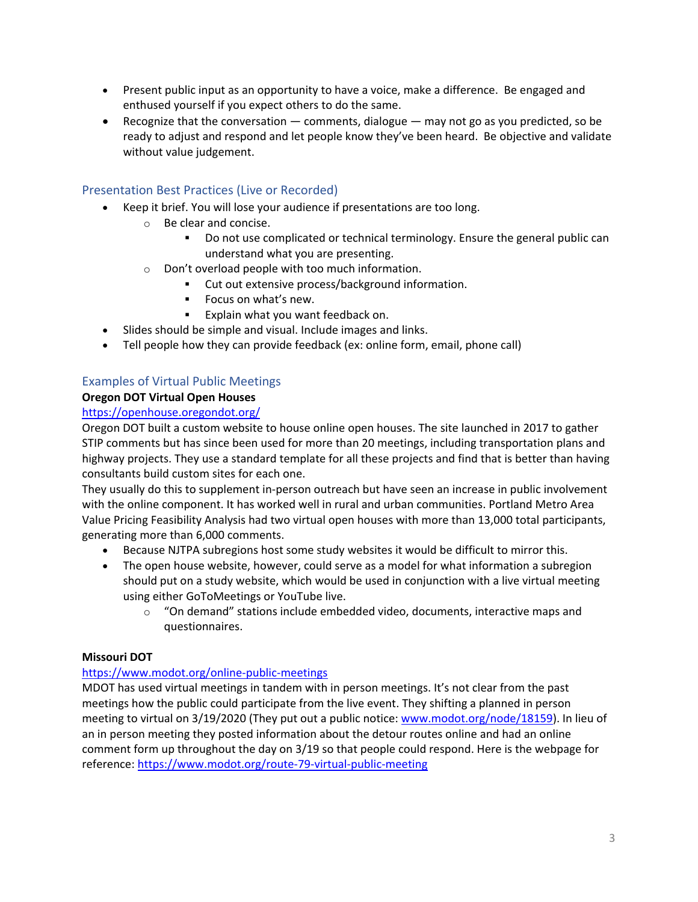- Present public input as an opportunity to have a voice, make a difference. Be engaged and enthused yourself if you expect others to do the same.
- Recognize that the conversation — comments, dialogue — may not go as you predicted, so be ready to adjust and respond and let people know they've been heard. Be objective and validate without value judgement.

## Presentation Best Practices (Live or Recorded)

- Keep it brief. You will lose your audience if presentations are too long.
  - Be clear and concise.
    - Do not use complicated or technical terminology. Ensure the general public can understand what you are presenting.
  - Don't overload people with too much information.
    - Cut out extensive process/background information.
    - Focus on what's new.
    - Explain what you want feedback on.
- Slides should be simple and visual. Include images and links.
- Tell people how they can provide feedback (ex: online form, email, phone call)

## Examples of Virtual Public Meetings

**Oregon DOT Virtual Open Houses**

https://openhouse.oregondot.org/

Oregon DOT built a custom website to house online open houses. The site launched in 2017 to gather STIP comments but has since been used for more than 20 meetings, including transportation plans and highway projects. They use a standard template for all these projects and find that is better than having consultants build custom sites for each one.

They usually do this to supplement in-person outreach but have seen an increase in public involvement with the online component. It has worked well in rural and urban communities. Portland Metro Area Value Pricing Feasibility Analysis had two virtual open houses with more than 13,000 total participants, generating more than 6,000 comments.

- Because NJTPA subregions host some study websites it would be difficult to mirror this.
- The open house website, however, could serve as a model for what information a subregion should put on a study website, which would be used in conjunction with a live virtual meeting using either GoToMeetings or YouTube live.
  - "On demand" stations include embedded video, documents, interactive maps and questionnaires.

**Missouri DOT**

https://www.modot.org/online-public-meetings

MDOT has used virtual meetings in tandem with in person meetings. It's not clear from the past meetings how the public could participate from the live event. They shifting a planned in person meeting to virtual on 3/19/2020 (They put out a public notice: www.modot.org/node/18159). In lieu of an in person meeting they posted information about the detour routes online and had an online comment form up throughout the day on 3/19 so that people could respond. Here is the webpage for reference: https://www.modot.org/route-79-virtual-public-meeting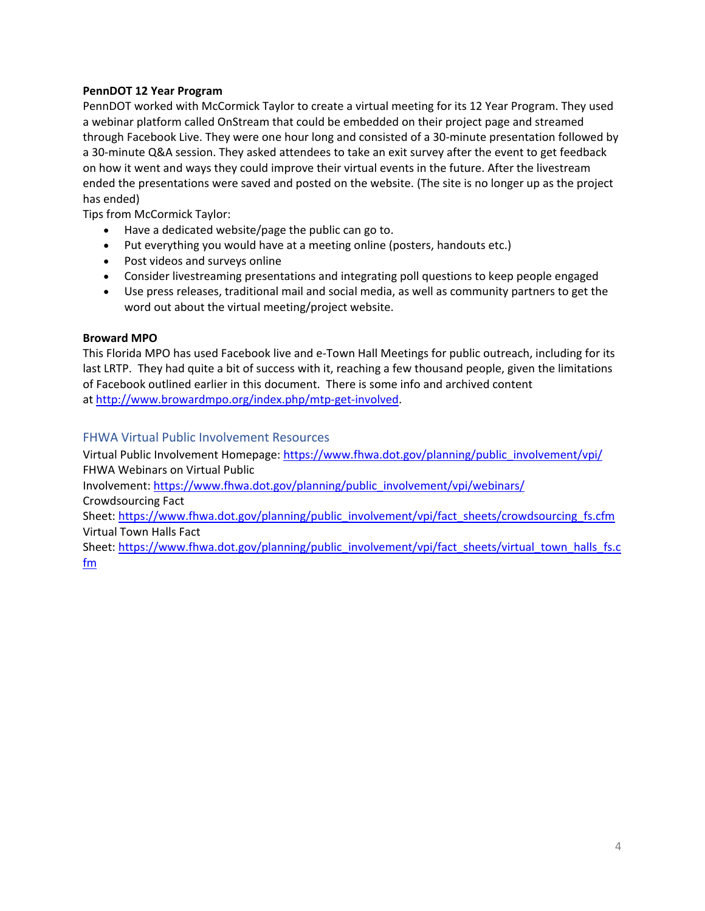**PennDOT 12 Year Program**

PennDOT worked with McCormick Taylor to create a virtual meeting for its 12 Year Program. They used a webinar platform called OnStream that could be embedded on their project page and streamed through Facebook Live. They were one hour long and consisted of a 30-minute presentation followed by a 30-minute Q&A session. They asked attendees to take an exit survey after the event to get feedback on how it went and ways they could improve their virtual events in the future. After the livestream ended the presentations were saved and posted on the website. (The site is no longer up as the project has ended)

Tips from McCormick Taylor:

- Have a dedicated website/page the public can go to.
- Put everything you would have at a meeting online (posters, handouts etc.)
- Post videos and surveys online
- Consider livestreaming presentations and integrating poll questions to keep people engaged
- Use press releases, traditional mail and social media, as well as community partners to get the word out about the virtual meeting/project website.

**Broward MPO**

This Florida MPO has used Facebook live and e-Town Hall Meetings for public outreach, including for its last LRTP. They had quite a bit of success with it, reaching a few thousand people, given the limitations of Facebook outlined earlier in this document. There is some info and archived content at [http://www.browardmpo.org/index.php/mtp-get-involved](http://www.browardmpo.org/index.php/mtp-get-involved).

## FHWA Virtual Public Involvement Resources

Virtual Public Involvement Homepage: [https://www.fhwa.dot.gov/planning/public_involvement/vpi/](https://www.fhwa.dot.gov/planning/public_involvement/vpi/)
FHWA Webinars on Virtual Public Involvement: [https://www.fhwa.dot.gov/planning/public_involvement/vpi/webinars/](https://www.fhwa.dot.gov/planning/public_involvement/vpi/webinars/)
Crowdsourcing Fact Sheet: [https://www.fhwa.dot.gov/planning/public_involvement/vpi/fact_sheets/crowdsourcing_fs.cfm](https://www.fhwa.dot.gov/planning/public_involvement/vpi/fact_sheets/crowdsourcing_fs.cfm)
Virtual Town Halls Fact Sheet: [https://www.fhwa.dot.gov/planning/public_involvement/vpi/fact_sheets/virtual_town_halls_fs.cfm](https://www.fhwa.dot.gov/planning/public_involvement/vpi/fact_sheets/virtual_town_halls_fs.cfm)